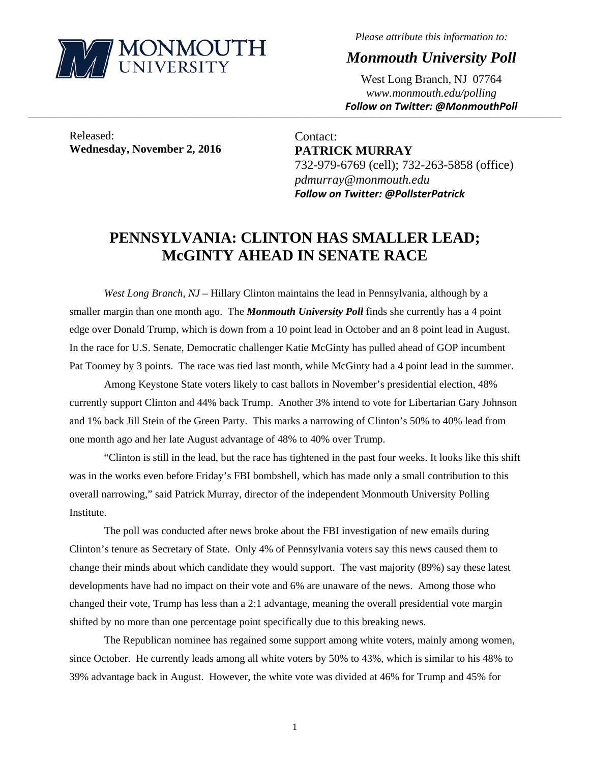MONMOUTH UNIVERSITY

*Please attribute this information to:*

***Monmouth University Poll***

West Long Branch, NJ 07764
*www.monmouth.edu/polling*
***Follow on Twitter: @MonmouthPoll***

---

Released:
**Wednesday, November 2, 2016**

Contact:
**PATRICK MURRAY**
732-979-6769 (cell); 732-263-5858 (office)
*pdmurray@monmouth.edu*
***Follow on Twitter: @PollsterPatrick***

# PENNSYLVANIA: CLINTON HAS SMALLER LEAD; McGINTY AHEAD IN SENATE RACE

*West Long Branch, NJ* – Hillary Clinton maintains the lead in Pennsylvania, although by a smaller margin than one month ago. The ***Monmouth University Poll*** finds she currently has a 4 point edge over Donald Trump, which is down from a 10 point lead in October and an 8 point lead in August. In the race for U.S. Senate, Democratic challenger Katie McGinty has pulled ahead of GOP incumbent Pat Toomey by 3 points. The race was tied last month, while McGinty had a 4 point lead in the summer.

Among Keystone State voters likely to cast ballots in November's presidential election, 48% currently support Clinton and 44% back Trump. Another 3% intend to vote for Libertarian Gary Johnson and 1% back Jill Stein of the Green Party. This marks a narrowing of Clinton's 50% to 40% lead from one month ago and her late August advantage of 48% to 40% over Trump.

"Clinton is still in the lead, but the race has tightened in the past four weeks. It looks like this shift was in the works even before Friday's FBI bombshell, which has made only a small contribution to this overall narrowing," said Patrick Murray, director of the independent Monmouth University Polling Institute.

The poll was conducted after news broke about the FBI investigation of new emails during Clinton's tenure as Secretary of State. Only 4% of Pennsylvania voters say this news caused them to change their minds about which candidate they would support. The vast majority (89%) say these latest developments have had no impact on their vote and 6% are unaware of the news. Among those who changed their vote, Trump has less than a 2:1 advantage, meaning the overall presidential vote margin shifted by no more than one percentage point specifically due to this breaking news.

The Republican nominee has regained some support among white voters, mainly among women, since October. He currently leads among all white voters by 50% to 43%, which is similar to his 48% to 39% advantage back in August. However, the white vote was divided at 46% for Trump and 45% for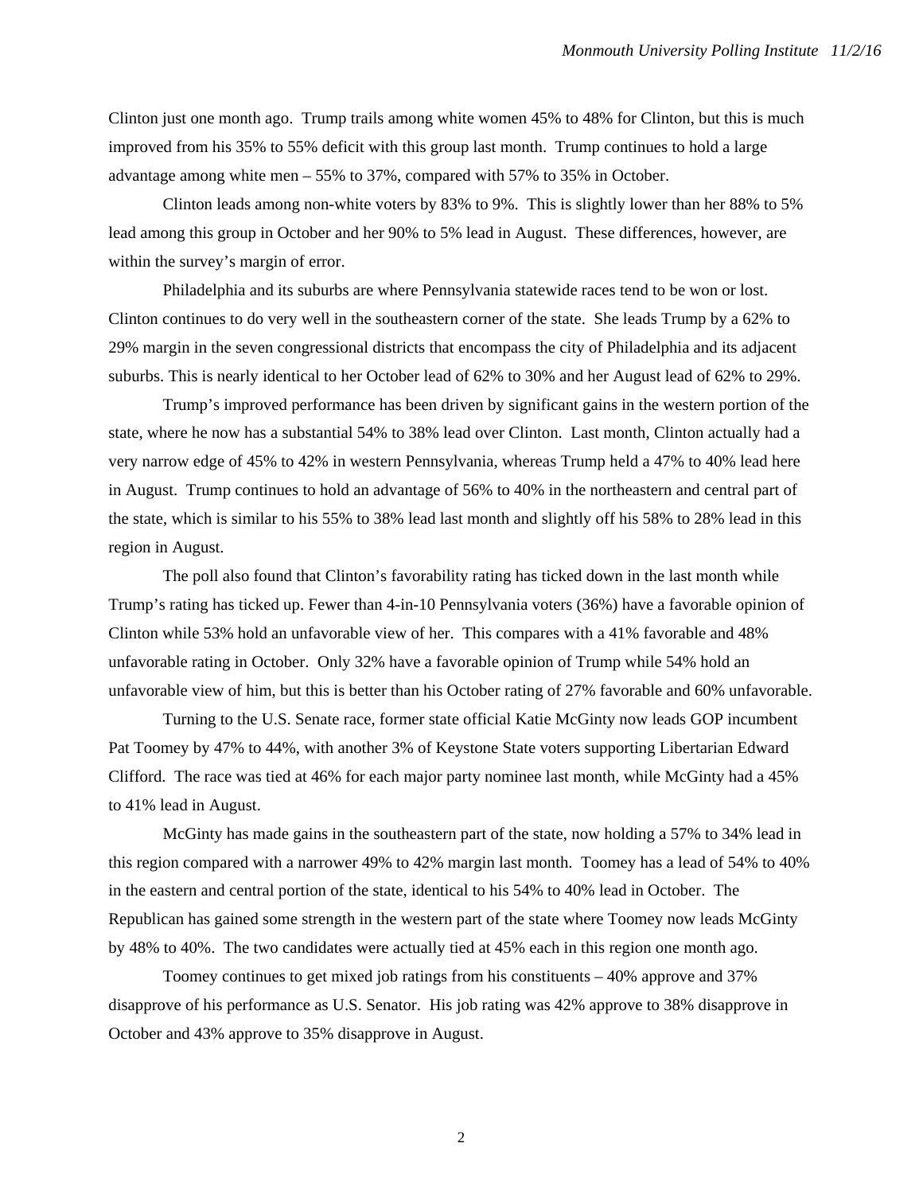Clinton just one month ago. Trump trails among white women 45% to 48% for Clinton, but this is much improved from his 35% to 55% deficit with this group last month. Trump continues to hold a large advantage among white men – 55% to 37%, compared with 57% to 35% in October.

Clinton leads among non-white voters by 83% to 9%. This is slightly lower than her 88% to 5% lead among this group in October and her 90% to 5% lead in August. These differences, however, are within the survey's margin of error.

Philadelphia and its suburbs are where Pennsylvania statewide races tend to be won or lost. Clinton continues to do very well in the southeastern corner of the state. She leads Trump by a 62% to 29% margin in the seven congressional districts that encompass the city of Philadelphia and its adjacent suburbs. This is nearly identical to her October lead of 62% to 30% and her August lead of 62% to 29%.

Trump's improved performance has been driven by significant gains in the western portion of the state, where he now has a substantial 54% to 38% lead over Clinton. Last month, Clinton actually had a very narrow edge of 45% to 42% in western Pennsylvania, whereas Trump held a 47% to 40% lead here in August. Trump continues to hold an advantage of 56% to 40% in the northeastern and central part of the state, which is similar to his 55% to 38% lead last month and slightly off his 58% to 28% lead in this region in August.

The poll also found that Clinton's favorability rating has ticked down in the last month while Trump's rating has ticked up. Fewer than 4-in-10 Pennsylvania voters (36%) have a favorable opinion of Clinton while 53% hold an unfavorable view of her. This compares with a 41% favorable and 48% unfavorable rating in October. Only 32% have a favorable opinion of Trump while 54% hold an unfavorable view of him, but this is better than his October rating of 27% favorable and 60% unfavorable.

Turning to the U.S. Senate race, former state official Katie McGinty now leads GOP incumbent Pat Toomey by 47% to 44%, with another 3% of Keystone State voters supporting Libertarian Edward Clifford. The race was tied at 46% for each major party nominee last month, while McGinty had a 45% to 41% lead in August.

McGinty has made gains in the southeastern part of the state, now holding a 57% to 34% lead in this region compared with a narrower 49% to 42% margin last month. Toomey has a lead of 54% to 40% in the eastern and central portion of the state, identical to his 54% to 40% lead in October. The Republican has gained some strength in the western part of the state where Toomey now leads McGinty by 48% to 40%. The two candidates were actually tied at 45% each in this region one month ago.

Toomey continues to get mixed job ratings from his constituents – 40% approve and 37% disapprove of his performance as U.S. Senator. His job rating was 42% approve to 38% disapprove in October and 43% approve to 35% disapprove in August.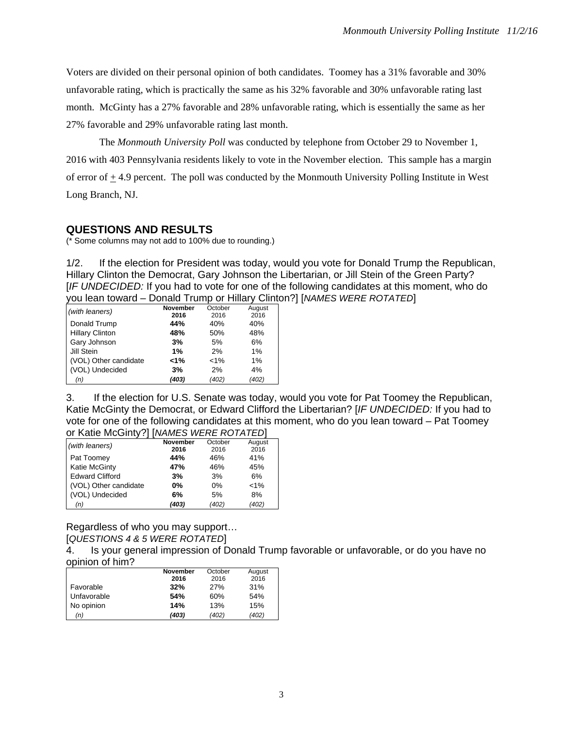Voters are divided on their personal opinion of both candidates. Toomey has a 31% favorable and 30% unfavorable rating, which is practically the same as his 32% favorable and 30% unfavorable rating last month. McGinty has a 27% favorable and 28% unfavorable rating, which is essentially the same as her 27% favorable and 29% unfavorable rating last month.

The *Monmouth University Poll* was conducted by telephone from October 29 to November 1, 2016 with 403 Pennsylvania residents likely to vote in the November election. This sample has a margin of error of ± 4.9 percent. The poll was conducted by the Monmouth University Polling Institute in West Long Branch, NJ.

## QUESTIONS AND RESULTS

(* Some columns may not add to 100% due to rounding.)

1/2. If the election for President was today, would you vote for Donald Trump the Republican, Hillary Clinton the Democrat, Gary Johnson the Libertarian, or Jill Stein of the Green Party? [*IF UNDECIDED:* If you had to vote for one of the following candidates at this moment, who do you lean toward – Donald Trump or Hillary Clinton?] [*NAMES WERE ROTATED*]

| *(with leaners)* | **November 2016** | October 2016 | August 2016 |
|---|---|---|---|
| Donald Trump | **44%** | 40% | 40% |
| Hillary Clinton | **48%** | 50% | 48% |
| Gary Johnson | **3%** | 5% | 6% |
| Jill Stein | **1%** | 2% | 1% |
| (VOL) Other candidate | **<1%** | <1% | 1% |
| (VOL) Undecided | **3%** | 2% | 4% |
| *(n)* | ***(403)*** | *(402)* | *(402)* |

3. If the election for U.S. Senate was today, would you vote for Pat Toomey the Republican, Katie McGinty the Democrat, or Edward Clifford the Libertarian? [*IF UNDECIDED:* If you had to vote for one of the following candidates at this moment, who do you lean toward – Pat Toomey or Katie McGinty?] [*NAMES WERE ROTATED*]

| *(with leaners)* | **November 2016** | October 2016 | August 2016 |
|---|---|---|---|
| Pat Toomey | **44%** | 46% | 41% |
| Katie McGinty | **47%** | 46% | 45% |
| Edward Clifford | **3%** | 3% | 6% |
| (VOL) Other candidate | **0%** | 0% | <1% |
| (VOL) Undecided | **6%** | 5% | 8% |
| *(n)* | ***(403)*** | *(402)* | *(402)* |

Regardless of who you may support…

[*QUESTIONS 4 & 5 WERE ROTATED*]

4. Is your general impression of Donald Trump favorable or unfavorable, or do you have no opinion of him?

| | **November 2016** | October 2016 | August 2016 |
|---|---|---|---|
| Favorable | **32%** | 27% | 31% |
| Unfavorable | **54%** | 60% | 54% |
| No opinion | **14%** | 13% | 15% |
| *(n)* | ***(403)*** | *(402)* | *(402)* |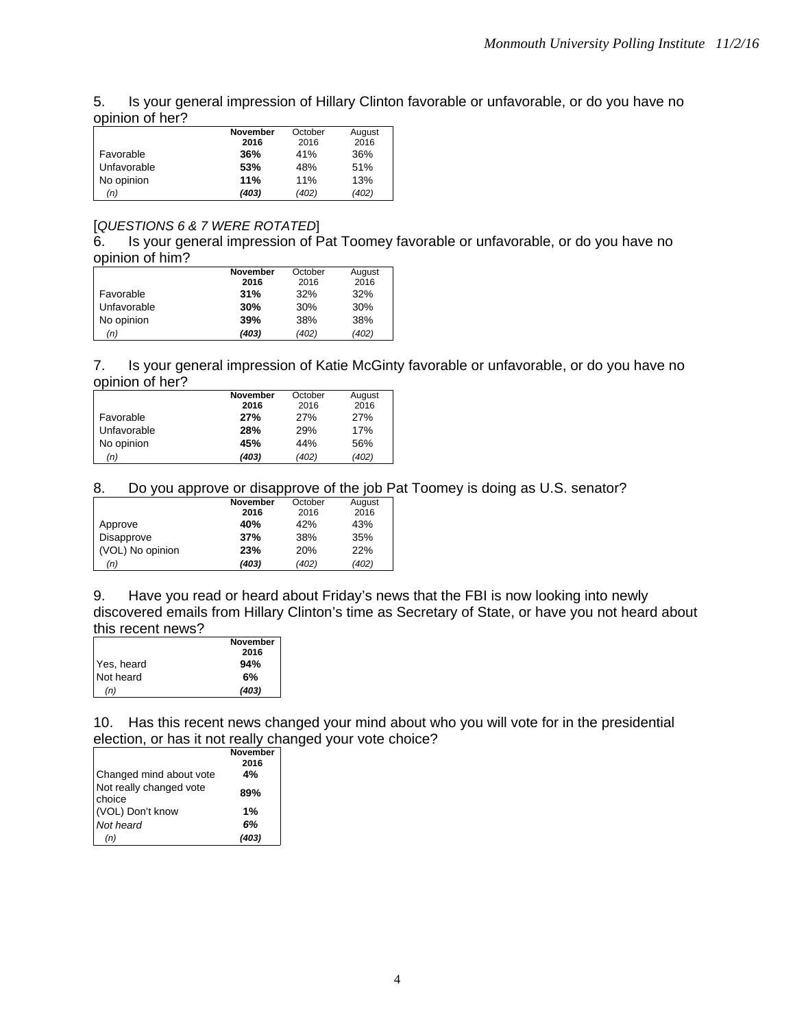5. Is your general impression of Hillary Clinton favorable or unfavorable, or do you have no opinion of her?

| | **November 2016** | October 2016 | August 2016 |
|---|---|---|---|
| Favorable | **36%** | 41% | 36% |
| Unfavorable | **53%** | 48% | 51% |
| No opinion | **11%** | 11% | 13% |
| *(n)* | ***(403)*** | *(402)* | *(402)* |

[*QUESTIONS 6 & 7 WERE ROTATED*]

6. Is your general impression of Pat Toomey favorable or unfavorable, or do you have no opinion of him?

| | **November 2016** | October 2016 | August 2016 |
|---|---|---|---|
| Favorable | **31%** | 32% | 32% |
| Unfavorable | **30%** | 30% | 30% |
| No opinion | **39%** | 38% | 38% |
| *(n)* | ***(403)*** | *(402)* | *(402)* |

7. Is your general impression of Katie McGinty favorable or unfavorable, or do you have no opinion of her?

| | **November 2016** | October 2016 | August 2016 |
|---|---|---|---|
| Favorable | **27%** | 27% | 27% |
| Unfavorable | **28%** | 29% | 17% |
| No opinion | **45%** | 44% | 56% |
| *(n)* | ***(403)*** | *(402)* | *(402)* |

8. Do you approve or disapprove of the job Pat Toomey is doing as U.S. senator?

| | **November 2016** | October 2016 | August 2016 |
|---|---|---|---|
| Approve | **40%** | 42% | 43% |
| Disapprove | **37%** | 38% | 35% |
| (VOL) No opinion | **23%** | 20% | 22% |
| *(n)* | ***(403)*** | *(402)* | *(402)* |

9. Have you read or heard about Friday's news that the FBI is now looking into newly discovered emails from Hillary Clinton's time as Secretary of State, or have you not heard about this recent news?

| | **November 2016** |
|---|---|
| Yes, heard | **94%** |
| Not heard | **6%** |
| *(n)* | ***(403)*** |

10. Has this recent news changed your mind about who you will vote for in the presidential election, or has it not really changed your vote choice?

| | **November 2016** |
|---|---|
| Changed mind about vote | **4%** |
| Not really changed vote choice | **89%** |
| (VOL) Don't know | **1%** |
| *Not heard* | ***6%*** |
| *(n)* | ***(403)*** |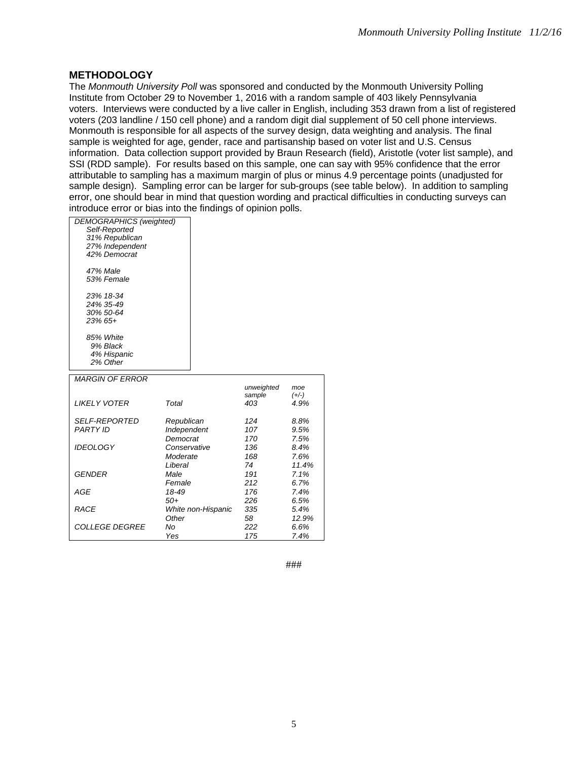## METHODOLOGY

The *Monmouth University Poll* was sponsored and conducted by the Monmouth University Polling Institute from October 29 to November 1, 2016 with a random sample of 403 likely Pennsylvania voters. Interviews were conducted by a live caller in English, including 353 drawn from a list of registered voters (203 landline / 150 cell phone) and a random digit dial supplement of 50 cell phone interviews. Monmouth is responsible for all aspects of the survey design, data weighting and analysis. The final sample is weighted for age, gender, race and partisanship based on voter list and U.S. Census information. Data collection support provided by Braun Research (field), Aristotle (voter list sample), and SSI (RDD sample). For results based on this sample, one can say with 95% confidence that the error attributable to sampling has a maximum margin of plus or minus 4.9 percentage points (unadjusted for sample design). Sampling error can be larger for sub-groups (see table below). In addition to sampling error, one should bear in mind that question wording and practical difficulties in conducting surveys can introduce error or bias into the findings of opinion polls.

*DEMOGRAPHICS (weighted)*

*Self-Reported*
*31% Republican*
*27% Independent*
*42% Democrat*

*47% Male*
*53% Female*

*23% 18-34*
*24% 35-49*
*30% 50-64*
*23% 65+*

*85% White*
*9% Black*
*4% Hispanic*
*2% Other*

| *MARGIN OF ERROR* | | *unweighted sample* | *moe (+/-)* |
|---|---|---|---|
| *LIKELY VOTER* | *Total* | *403* | *4.9%* |
| *SELF-REPORTED PARTY ID* | *Republican* | *124* | *8.8%* |
| | *Independent* | *107* | *9.5%* |
| | *Democrat* | *170* | *7.5%* |
| *IDEOLOGY* | *Conservative* | *136* | *8.4%* |
| | *Moderate* | *168* | *7.6%* |
| | *Liberal* | *74* | *11.4%* |
| *GENDER* | *Male* | *191* | *7.1%* |
| | *Female* | *212* | *6.7%* |
| *AGE* | *18-49* | *176* | *7.4%* |
| | *50+* | *226* | *6.5%* |
| *RACE* | *White non-Hispanic* | *335* | *5.4%* |
| | *Other* | *58* | *12.9%* |
| *COLLEGE DEGREE* | *No* | *222* | *6.6%* |
| | *Yes* | *175* | *7.4%* |

###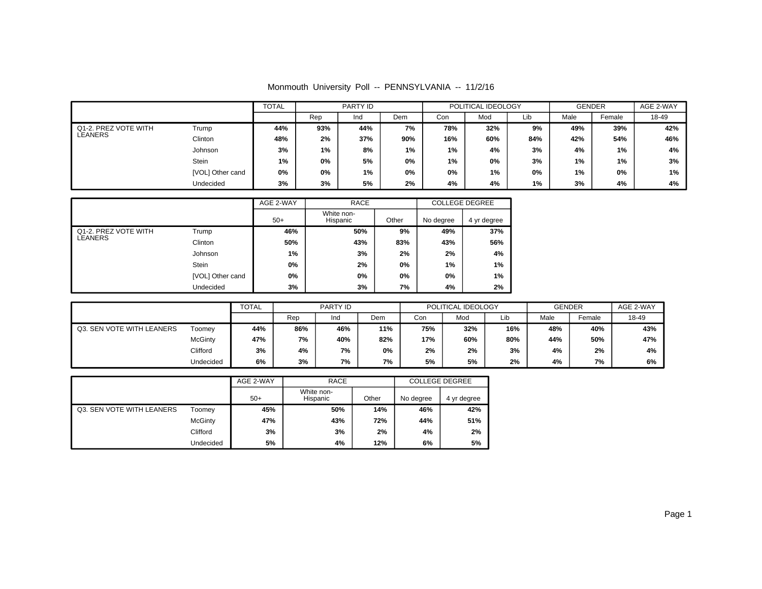Monmouth University Poll -- PENNSYLVANIA -- 11/2/16

| | | TOTAL | PARTY ID | | | POLITICAL IDEOLOGY | | | GENDER | | AGE 2-WAY |
|---|---|---|---|---|---|---|---|---|---|---|---|
| | | | Rep | Ind | Dem | Con | Mod | Lib | Male | Female | 18-49 |
| Q1-2. PREZ VOTE WITH LEANERS | Trump | 44% | 93% | 44% | 7% | 78% | 32% | 9% | 49% | 39% | 42% |
| | Clinton | 48% | 2% | 37% | 90% | 16% | 60% | 84% | 42% | 54% | 46% |
| | Johnson | 3% | 1% | 8% | 1% | 1% | 4% | 3% | 4% | 1% | 4% |
| | Stein | 1% | 0% | 5% | 0% | 1% | 0% | 3% | 1% | 1% | 3% |
| | [VOL] Other cand | 0% | 0% | 1% | 0% | 0% | 1% | 0% | 1% | 0% | 1% |
| | Undecided | 3% | 3% | 5% | 2% | 4% | 4% | 1% | 3% | 4% | 4% |

| | | AGE 2-WAY | RACE | | COLLEGE DEGREE | |
|---|---|---|---|---|---|---|
| | | 50+ | White non-Hispanic | Other | No degree | 4 yr degree |
| Q1-2. PREZ VOTE WITH LEANERS | Trump | 46% | 50% | 9% | 49% | 37% |
| | Clinton | 50% | 43% | 83% | 43% | 56% |
| | Johnson | 1% | 3% | 2% | 2% | 4% |
| | Stein | 0% | 2% | 0% | 1% | 1% |
| | [VOL] Other cand | 0% | 0% | 0% | 0% | 1% |
| | Undecided | 3% | 3% | 7% | 4% | 2% |

| | | TOTAL | PARTY ID | | | POLITICAL IDEOLOGY | | | GENDER | | AGE 2-WAY |
|---|---|---|---|---|---|---|---|---|---|---|---|
| | | | Rep | Ind | Dem | Con | Mod | Lib | Male | Female | 18-49 |
| Q3. SEN VOTE WITH LEANERS | Toomey | 44% | 86% | 46% | 11% | 75% | 32% | 16% | 48% | 40% | 43% |
| | McGinty | 47% | 7% | 40% | 82% | 17% | 60% | 80% | 44% | 50% | 47% |
| | Clifford | 3% | 4% | 7% | 0% | 2% | 2% | 3% | 4% | 2% | 4% |
| | Undecided | 6% | 3% | 7% | 7% | 5% | 5% | 2% | 4% | 7% | 6% |

| | | AGE 2-WAY | RACE | | COLLEGE DEGREE | |
|---|---|---|---|---|---|---|
| | | 50+ | White non-Hispanic | Other | No degree | 4 yr degree |
| Q3. SEN VOTE WITH LEANERS | Toomey | 45% | 50% | 14% | 46% | 42% |
| | McGinty | 47% | 43% | 72% | 44% | 51% |
| | Clifford | 3% | 3% | 2% | 4% | 2% |
| | Undecided | 5% | 4% | 12% | 6% | 5% |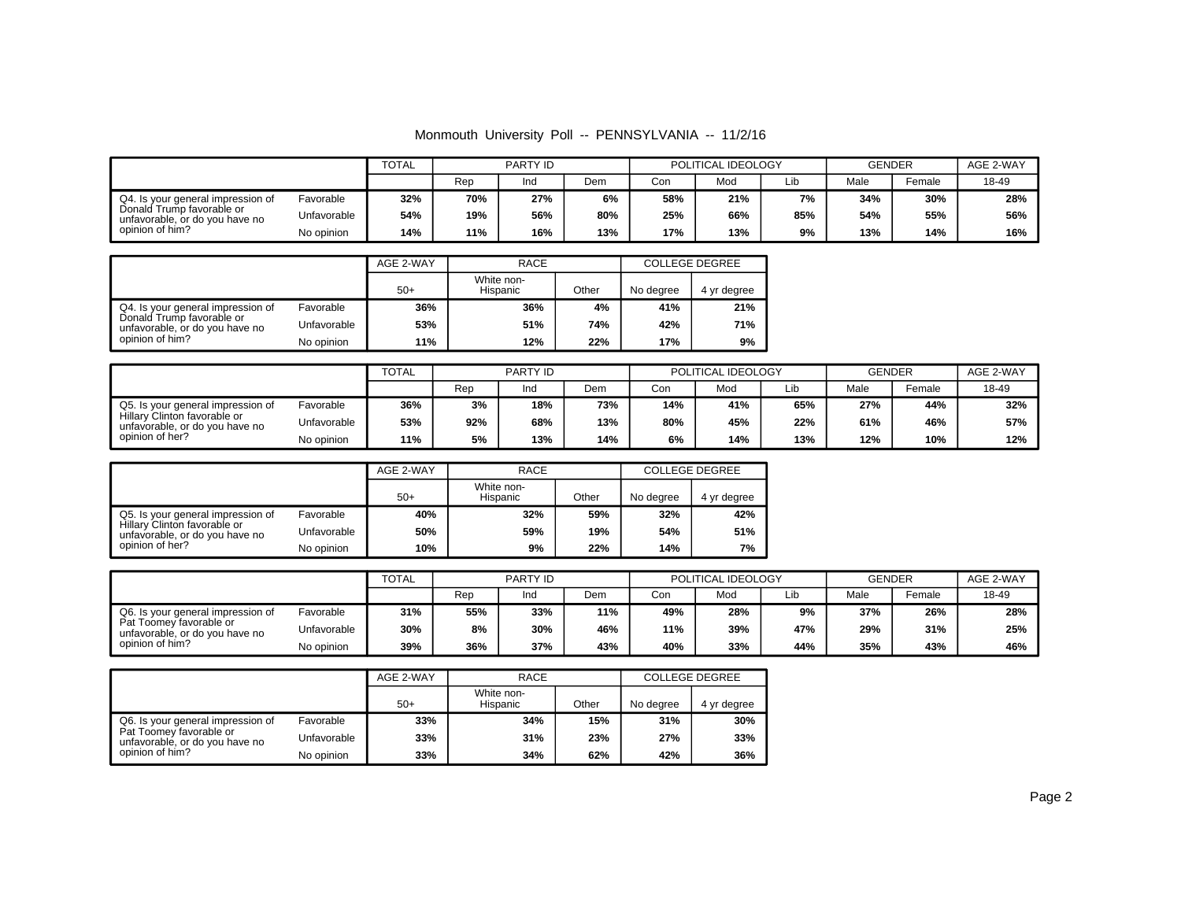Monmouth University Poll -- PENNSYLVANIA -- 11/2/16

| | | TOTAL | PARTY ID | | | POLITICAL IDEOLOGY | | | GENDER | | AGE 2-WAY |
|---|---|---|---|---|---|---|---|---|---|---|---|
| | | | Rep | Ind | Dem | Con | Mod | Lib | Male | Female | 18-49 |
| Q4. Is your general impression of Donald Trump favorable or unfavorable, or do you have no opinion of him? | Favorable | **32%** | **70%** | **27%** | **6%** | **58%** | **21%** | **7%** | **34%** | **30%** | **28%** |
| | Unfavorable | **54%** | **19%** | **56%** | **80%** | **25%** | **66%** | **85%** | **54%** | **55%** | **56%** |
| | No opinion | **14%** | **11%** | **16%** | **13%** | **17%** | **13%** | **9%** | **13%** | **14%** | **16%** |

| | | AGE 2-WAY | RACE | | COLLEGE DEGREE | |
|---|---|---|---|---|---|---|
| | | 50+ | White non-Hispanic | Other | No degree | 4 yr degree |
| Q4. Is your general impression of Donald Trump favorable or unfavorable, or do you have no opinion of him? | Favorable | **36%** | **36%** | **4%** | **41%** | **21%** |
| | Unfavorable | **53%** | **51%** | **74%** | **42%** | **71%** |
| | No opinion | **11%** | **12%** | **22%** | **17%** | **9%** |

| | | TOTAL | PARTY ID | | | POLITICAL IDEOLOGY | | | GENDER | | AGE 2-WAY |
|---|---|---|---|---|---|---|---|---|---|---|---|
| | | | Rep | Ind | Dem | Con | Mod | Lib | Male | Female | 18-49 |
| Q5. Is your general impression of Hillary Clinton favorable or unfavorable, or do you have no opinion of her? | Favorable | **36%** | **3%** | **18%** | **73%** | **14%** | **41%** | **65%** | **27%** | **44%** | **32%** |
| | Unfavorable | **53%** | **92%** | **68%** | **13%** | **80%** | **45%** | **22%** | **61%** | **46%** | **57%** |
| | No opinion | **11%** | **5%** | **13%** | **14%** | **6%** | **14%** | **13%** | **12%** | **10%** | **12%** |

| | | AGE 2-WAY | RACE | | COLLEGE DEGREE | |
|---|---|---|---|---|---|---|
| | | 50+ | White non-Hispanic | Other | No degree | 4 yr degree |
| Q5. Is your general impression of Hillary Clinton favorable or unfavorable, or do you have no opinion of her? | Favorable | **40%** | **32%** | **59%** | **32%** | **42%** |
| | Unfavorable | **50%** | **59%** | **19%** | **54%** | **51%** |
| | No opinion | **10%** | **9%** | **22%** | **14%** | **7%** |

| | | TOTAL | PARTY ID | | | POLITICAL IDEOLOGY | | | GENDER | | AGE 2-WAY |
|---|---|---|---|---|---|---|---|---|---|---|---|
| | | | Rep | Ind | Dem | Con | Mod | Lib | Male | Female | 18-49 |
| Q6. Is your general impression of Pat Toomey favorable or unfavorable, or do you have no opinion of him? | Favorable | **31%** | **55%** | **33%** | **11%** | **49%** | **28%** | **9%** | **37%** | **26%** | **28%** |
| | Unfavorable | **30%** | **8%** | **30%** | **46%** | **11%** | **39%** | **47%** | **29%** | **31%** | **25%** |
| | No opinion | **39%** | **36%** | **37%** | **43%** | **40%** | **33%** | **44%** | **35%** | **43%** | **46%** |

| | | AGE 2-WAY | RACE | | COLLEGE DEGREE | |
|---|---|---|---|---|---|---|
| | | 50+ | White non-Hispanic | Other | No degree | 4 yr degree |
| Q6. Is your general impression of Pat Toomey favorable or unfavorable, or do you have no opinion of him? | Favorable | **33%** | **34%** | **15%** | **31%** | **30%** |
| | Unfavorable | **33%** | **31%** | **23%** | **27%** | **33%** |
| | No opinion | **33%** | **34%** | **62%** | **42%** | **36%** |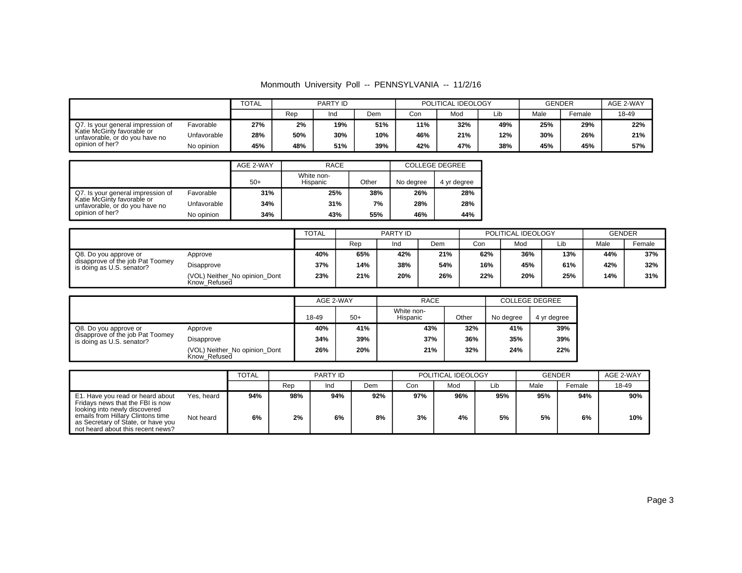Monmouth University Poll -- PENNSYLVANIA -- 11/2/16

| | | TOTAL | PARTY ID | | | POLITICAL IDEOLOGY | | | GENDER | | AGE 2-WAY |
|---|---|---|---|---|---|---|---|---|---|---|---|
| | | | Rep | Ind | Dem | Con | Mod | Lib | Male | Female | 18-49 |
| Q7. Is your general impression of Katie McGinty favorable or unfavorable, or do you have no opinion of her? | Favorable | 27% | 2% | 19% | 51% | 11% | 32% | 49% | 25% | 29% | 22% |
| | Unfavorable | 28% | 50% | 30% | 10% | 46% | 21% | 12% | 30% | 26% | 21% |
| | No opinion | 45% | 48% | 51% | 39% | 42% | 47% | 38% | 45% | 45% | 57% |

| | | AGE 2-WAY | RACE | | COLLEGE DEGREE | |
|---|---|---|---|---|---|---|
| | | 50+ | White non-Hispanic | Other | No degree | 4 yr degree |
| Q7. Is your general impression of Katie McGinty favorable or unfavorable, or do you have no opinion of her? | Favorable | 31% | 25% | 38% | 26% | 28% |
| | Unfavorable | 34% | 31% | 7% | 28% | 28% |
| | No opinion | 34% | 43% | 55% | 46% | 44% |

| | | TOTAL | PARTY ID | | | POLITICAL IDEOLOGY | | | GENDER | |
|---|---|---|---|---|---|---|---|---|---|---|
| | | | Rep | Ind | Dem | Con | Mod | Lib | Male | Female |
| Q8. Do you approve or disapprove of the job Pat Toomey is doing as U.S. senator? | Approve | 40% | 65% | 42% | 21% | 62% | 36% | 13% | 44% | 37% |
| | Disapprove | 37% | 14% | 38% | 54% | 16% | 45% | 61% | 42% | 32% |
| | (VOL) Neither_No opinion_Dont Know_Refused | 23% | 21% | 20% | 26% | 22% | 20% | 25% | 14% | 31% |

| | | AGE 2-WAY | | RACE | | COLLEGE DEGREE | |
|---|---|---|---|---|---|---|---|
| | | 18-49 | 50+ | White non-Hispanic | Other | No degree | 4 yr degree |
| Q8. Do you approve or disapprove of the job Pat Toomey is doing as U.S. senator? | Approve | 40% | 41% | 43% | 32% | 41% | 39% |
| | Disapprove | 34% | 39% | 37% | 36% | 35% | 39% |
| | (VOL) Neither_No opinion_Dont Know_Refused | 26% | 20% | 21% | 32% | 24% | 22% |

| | | TOTAL | PARTY ID | | | POLITICAL IDEOLOGY | | | GENDER | | AGE 2-WAY |
|---|---|---|---|---|---|---|---|---|---|---|---|
| | | | Rep | Ind | Dem | Con | Mod | Lib | Male | Female | 18-49 |
| E1. Have you read or heard about Fridays news that the FBI is now looking into newly discovered emails from Hillary Clintons time as Secretary of State, or have you not heard about this recent news? | Yes, heard | 94% | 98% | 94% | 92% | 97% | 96% | 95% | 95% | 94% | 90% |
| | Not heard | 6% | 2% | 6% | 8% | 3% | 4% | 5% | 5% | 6% | 10% |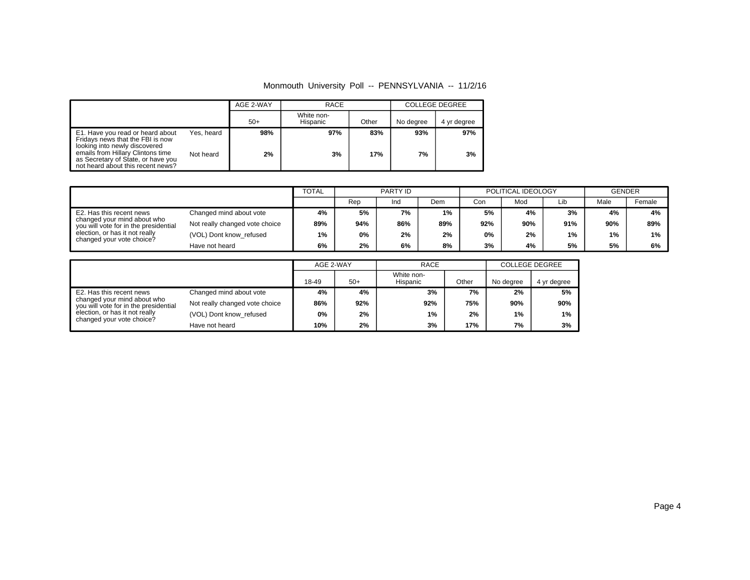Monmouth University Poll -- PENNSYLVANIA -- 11/2/16

| | | AGE 2-WAY | RACE | | COLLEGE DEGREE | |
|---|---|---|---|---|---|---|
| | | 50+ | White non-Hispanic | Other | No degree | 4 yr degree |
| E1. Have you read or heard about Fridays news that the FBI is now looking into newly discovered emails from Hillary Clintons time as Secretary of State, or have you not heard about this recent news? | Yes, heard | 98% | 97% | 83% | 93% | 97% |
| | Not heard | 2% | 3% | 17% | 7% | 3% |

| | | TOTAL | PARTY ID | | | POLITICAL IDEOLOGY | | | GENDER | |
|---|---|---|---|---|---|---|---|---|---|---|
| | | | Rep | Ind | Dem | Con | Mod | Lib | Male | Female |
| E2. Has this recent news changed your mind about who you will vote for in the presidential election, or has it not really changed your vote choice? | Changed mind about vote | 4% | 5% | 7% | 1% | 5% | 4% | 3% | 4% | 4% |
| | Not really changed vote choice | 89% | 94% | 86% | 89% | 92% | 90% | 91% | 90% | 89% |
| | (VOL) Dont know_refused | 1% | 0% | 2% | 2% | 0% | 2% | 1% | 1% | 1% |
| | Have not heard | 6% | 2% | 6% | 8% | 3% | 4% | 5% | 5% | 6% |

| | | AGE 2-WAY | | RACE | | COLLEGE DEGREE | |
|---|---|---|---|---|---|---|---|
| | | 18-49 | 50+ | White non-Hispanic | Other | No degree | 4 yr degree |
| E2. Has this recent news changed your mind about who you will vote for in the presidential election, or has it not really changed your vote choice? | Changed mind about vote | 4% | 4% | 3% | 7% | 2% | 5% |
| | Not really changed vote choice | 86% | 92% | 92% | 75% | 90% | 90% |
| | (VOL) Dont know_refused | 0% | 2% | 1% | 2% | 1% | 1% |
| | Have not heard | 10% | 2% | 3% | 17% | 7% | 3% |